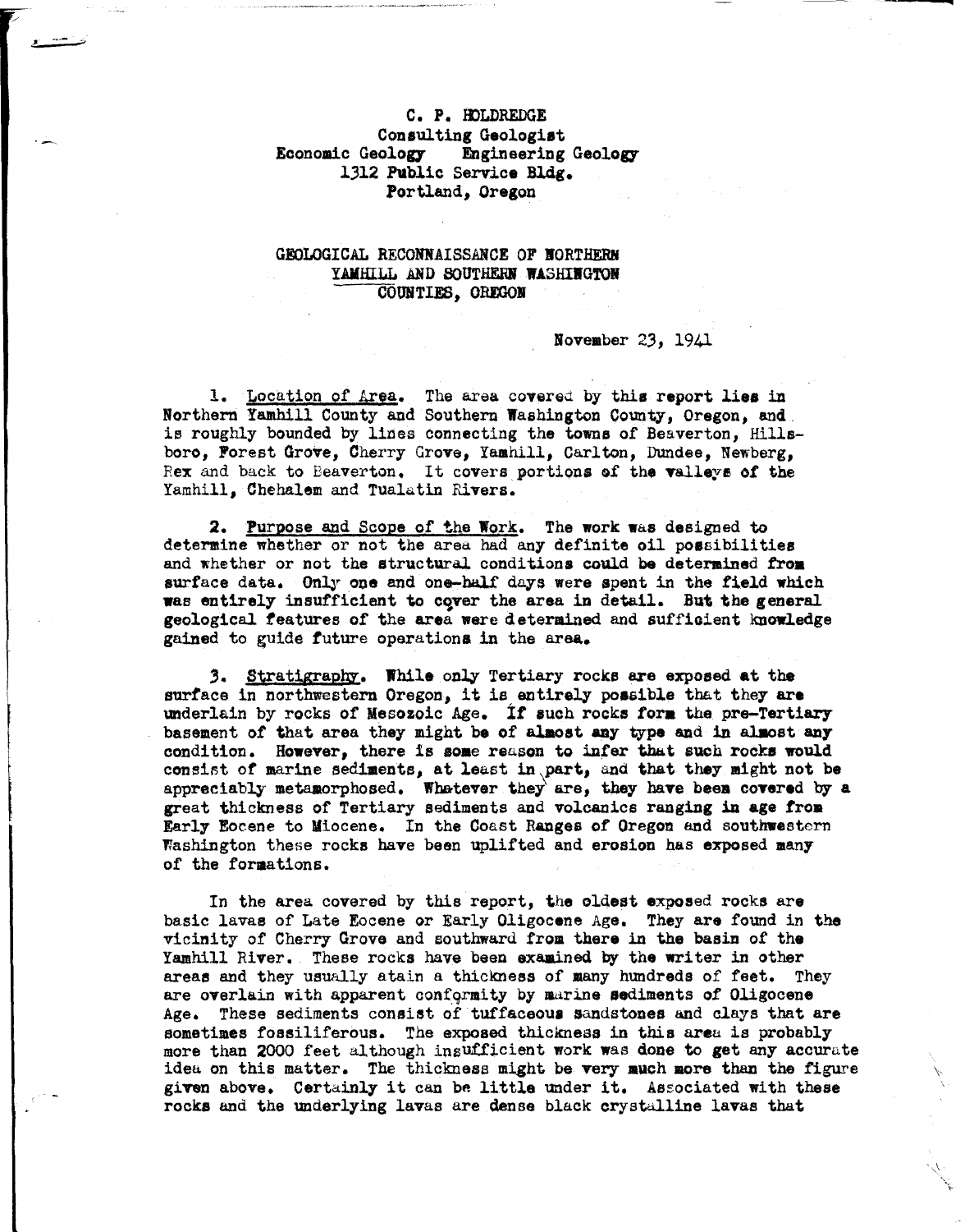C. P. HOLDREDGE
Consulting Geologist
Economic Geology  Engineering Geology
1312 Public Service Bldg.
Portland, Oregon

# GEOLOGICAL RECONNAISSANCE OF NORTHERN YAMHILL AND SOUTHERN WASHINGTON COUNTIES, OREGON

November 23, 1941

1. Location of Area. The area covered by this report lies in Northern Yamhill County and Southern Washington County, Oregon, and is roughly bounded by lines connecting the towns of Beaverton, Hillsboro, Forest Grove, Cherry Grove, Yamhill, Carlton, Dundee, Newberg, Rex and back to Beaverton. It covers portions of the valleys of the Yamhill, Chehalem and Tualatin Rivers.

2. Purpose and Scope of the Work. The work was designed to determine whether or not the area had any definite oil possibilities and whether or not the structural conditions could be determined from surface data. Only one and one-half days were spent in the field which was entirely insufficient to cover the area in detail. But the general geological features of the area were determined and sufficient knowledge gained to guide future operations in the area.

3. Stratigraphy. While only Tertiary rocks are exposed at the surface in northwestern Oregon, it is entirely possible that they are underlain by rocks of Mesozoic Age. If such rocks form the pre-Tertiary basement of that area they might be of almost any type and in almost any condition. However, there is some reason to infer that such rocks would consist of marine sediments, at least in part, and that they might not be appreciably metamorphosed. Whatever they are, they have been covered by a great thickness of Tertiary sediments and volcanics ranging in age from Early Eocene to Miocene. In the Coast Ranges of Oregon and southwestern Washington these rocks have been uplifted and erosion has exposed many of the formations.

In the area covered by this report, the oldest exposed rocks are basic lavas of Late Eocene or Early Oligocene Age. They are found in the vicinity of Cherry Grove and southward from there in the basin of the Yamhill River. These rocks have been examined by the writer in other areas and they usually atain a thickness of many hundreds of feet. They are overlain with apparent conformity by marine sediments of Oligocene Age. These sediments consist of tuffaceous sandstones and clays that are sometimes fossiliferous. The exposed thickness in this area is probably more than 2000 feet although insufficient work was done to get any accurate idea on this matter. The thickness might be very much more than the figure given above. Certainly it can be little under it. Associated with these rocks and the underlying lavas are dense black crystalline lavas that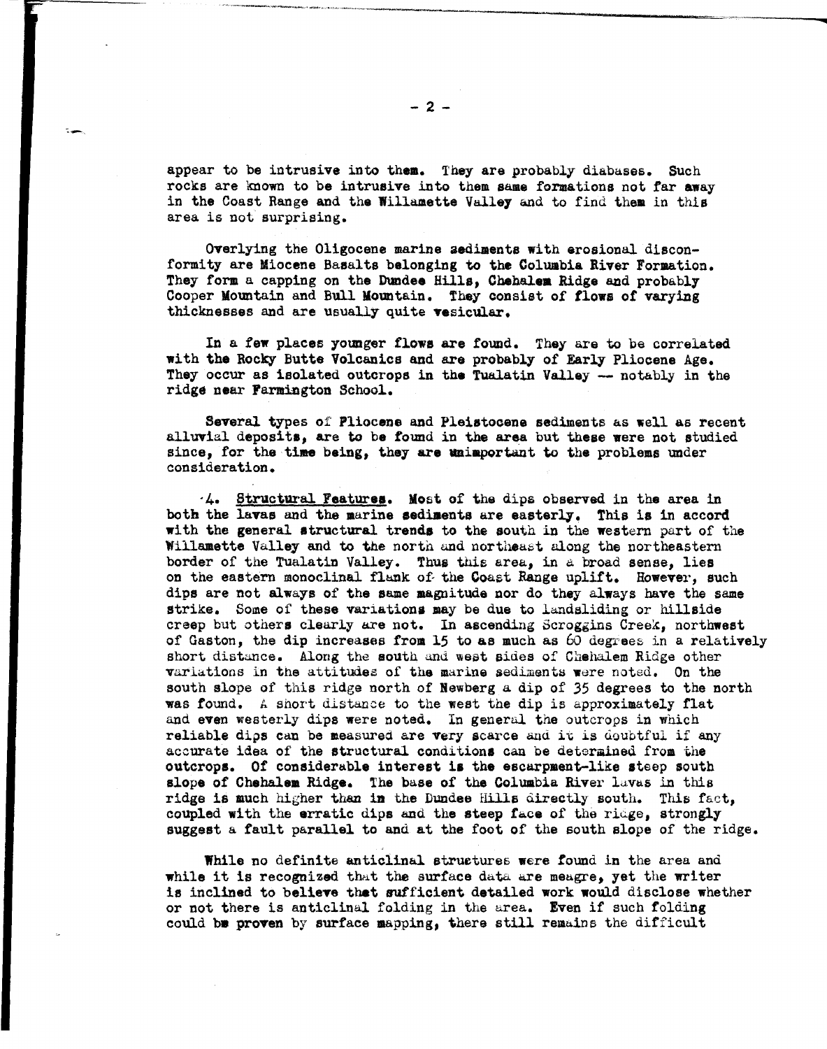appear to be intrusive into them. They are probably diabases. Such rocks are known to be intrusive into them same formations not far away in the Coast Range and the Willamette Valley and to find them in this area is not surprising.

Overlying the Oligocene marine sediments with erosional disconformity are Miocene Basalts belonging to the Columbia River Formation. They form a capping on the Dundee Hills, Chehalem Ridge and probably Cooper Mountain and Bull Mountain. They consist of flows of varying thicknesses and are usually quite vesicular.

In a few places younger flows are found. They are to be correlated with the Rocky Butte Volcanics and are probably of Early Pliocene Age. They occur as isolated outcrops in the Tualatin Valley -- notably in the ridge near Farmington School.

Several types of Pliocene and Pleistocene sediments as well as recent alluvial deposits, are to be found in the area but these were not studied since, for the time being, they are unimportant to the problems under consideration.

4. Structural Features. Most of the dips observed in the area in both the lavas and the marine sediments are easterly. This is in accord with the general structural trends to the south in the western part of the Willamette Valley and to the north and northeast along the northeastern border of the Tualatin Valley. Thus this area, in a broad sense, lies on the eastern monoclinal flank of the Coast Range uplift. However, such dips are not always of the same magnitude nor do they always have the same strike. Some of these variations may be due to landsliding or hillside creep but others clearly are not. In ascending Scroggins Creek, northwest of Gaston, the dip increases from 15 to as much as 60 degrees in a relatively short distance. Along the south and west sides of Chehalem Ridge other variations in the attitudes of the marine sediments were noted. On the south slope of this ridge north of Newberg a dip of 35 degrees to the north was found. A short distance to the west the dip is approximately flat and even westerly dips were noted. In general the outcrops in which reliable dips can be measured are very scarce and it is doubtful if any accurate idea of the structural conditions can be determined from the outcrops. Of considerable interest is the escarpment-like steep south slope of Chehalem Ridge. The base of the Columbia River Lavas in this ridge is much higher than in the Dundee Hills directly south. This fact, coupled with the erratic dips and the steep face of the ridge, strongly suggest a fault parallel to and at the foot of the south slope of the ridge.

While no definite anticlinal structures were found in the area and while it is recognized that the surface data are meagre, yet the writer is inclined to believe that sufficient detailed work would disclose whether or not there is anticlinal folding in the area. Even if such folding could be proven by surface mapping, there still remains the difficult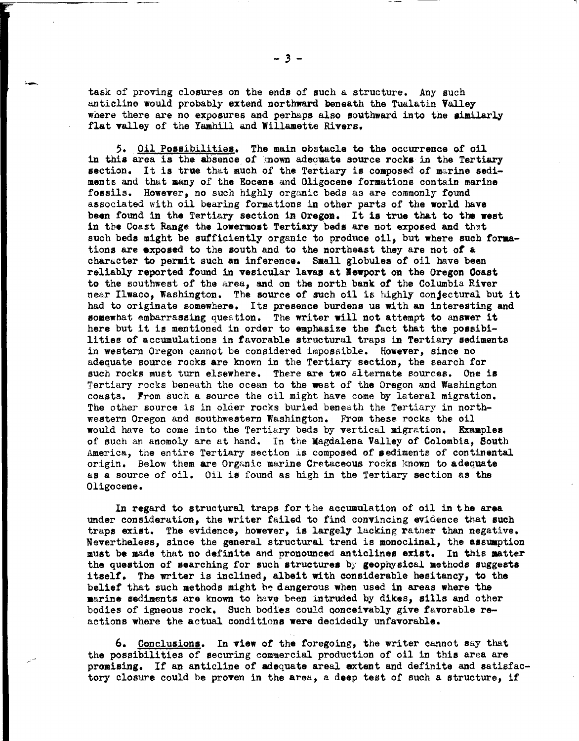task of proving closures on the ends of such a structure. Any such anticline would probably extend northward beneath the Tualatin Valley where there are no exposures and perhaps also southward into the similarly flat valley of the Yamhill and Willamette Rivers.

5. Oil Possibilities. The main obstacle to the occurrence of oil in this area is the absence of known adequate source rocks in the Tertiary section. It is true that much of the Tertiary is composed of marine sediments and that many of the Eocene and Oligocene formations contain marine fossils. However, no such highly organic beds as are commonly found associated with oil bearing formations in other parts of the world have been found in the Tertiary section in Oregon. It is true that to the west in the Coast Range the lowermost Tertiary beds are not exposed and that such beds might be sufficiently organic to produce oil, but where such formations are exposed to the south and to the northeast they are not of a character to permit such an inference. Small globules of oil have been reliably reported found in vesicular lavas at Newport on the Oregon Coast to the southwest of the area, and on the north bank of the Columbia River near Ilwaco, Washington. The source of such oil is highly conjectural but it had to originate somewhere. Its presence burdens us with an interesting and somewhat embarrassing question. The writer will not attempt to answer it here but it is mentioned in order to emphasize the fact that the possibilities of accumulations in favorable structural traps in Tertiary sediments in western Oregon cannot be considered impossible. However, since no adequate source rocks are known in the Tertiary section, the search for such rocks must turn elsewhere. There are two alternate sources. One is Tertiary rocks beneath the ocean to the west of the Oregon and Washington coasts. From such a source the oil might have come by lateral migration. The other source is in older rocks buried beneath the Tertiary in northwestern Oregon and southwestern Washington. From these rocks the oil would have to come into the Tertiary beds by vertical migration. Examples of such an anomoly are at hand. In the Magdalena Valley of Colombia, South America, the entire Tertiary section is composed of sediments of continental origin. Below them are Organic marine Cretaceous rocks known to adequate as a source of oil. Oil is found as high in the Tertiary section as the Oligocene.

In regard to structural traps for the accumulation of oil in the area under consideration, the writer failed to find convincing evidence that such traps exist. The evidence, however, is largely lacking rather than negative. Nevertheless, since the general structural trend is monoclinal, the assumption must be made that no definite and pronounced anticlines exist. In this matter the question of searching for such structures by geophysical methods suggests itself. The writer is inclined, albeit with considerable hesitancy, to the belief that such methods might be dangerous when used in areas where the marine sediments are known to have been intruded by dikes, sills and other bodies of igneous rock. Such bodies could conceivably give favorable reactions where the actual conditions were decidedly unfavorable.

6. Conclusions. In view of the foregoing, the writer cannot say that the possibilities of securing commercial production of oil in this area are promising. If an anticline of adequate areal extent and definite and satisfactory closure could be proven in the area, a deep test of such a structure, if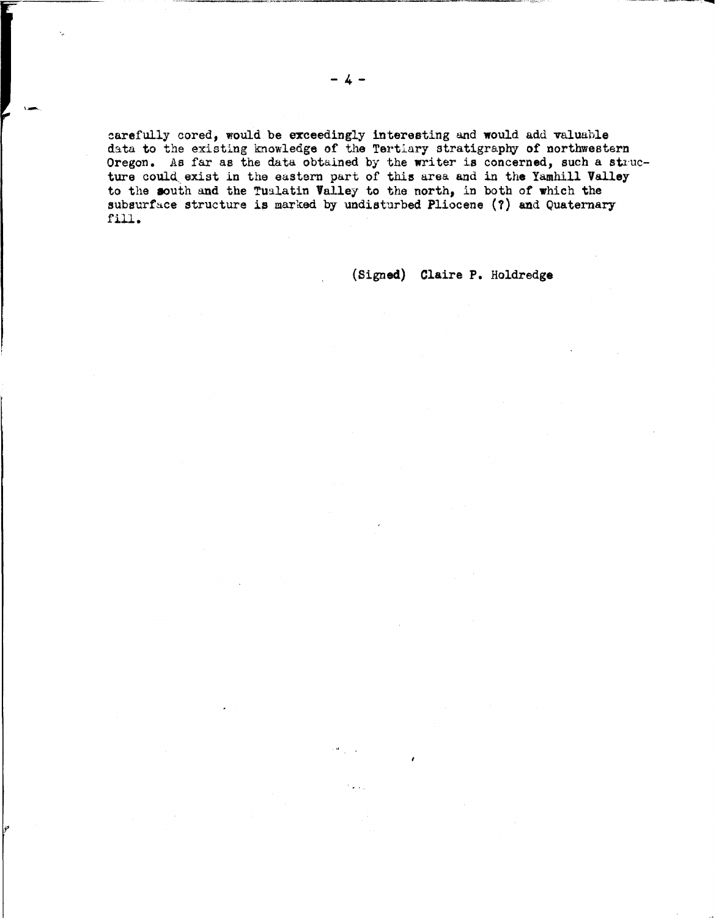carefully cored, would be exceedingly interesting and would add valuable data to the existing knowledge of the Tertiary stratigraphy of northwestern Oregon. As far as the data obtained by the writer is concerned, such a structure could exist in the eastern part of this area and in the Yamhill Valley to the south and the Tualatin Valley to the north, in both of which the subsurface structure is marked by undisturbed Pliocene (?) and Quaternary fill.

(Signed) Claire P. Holdredge